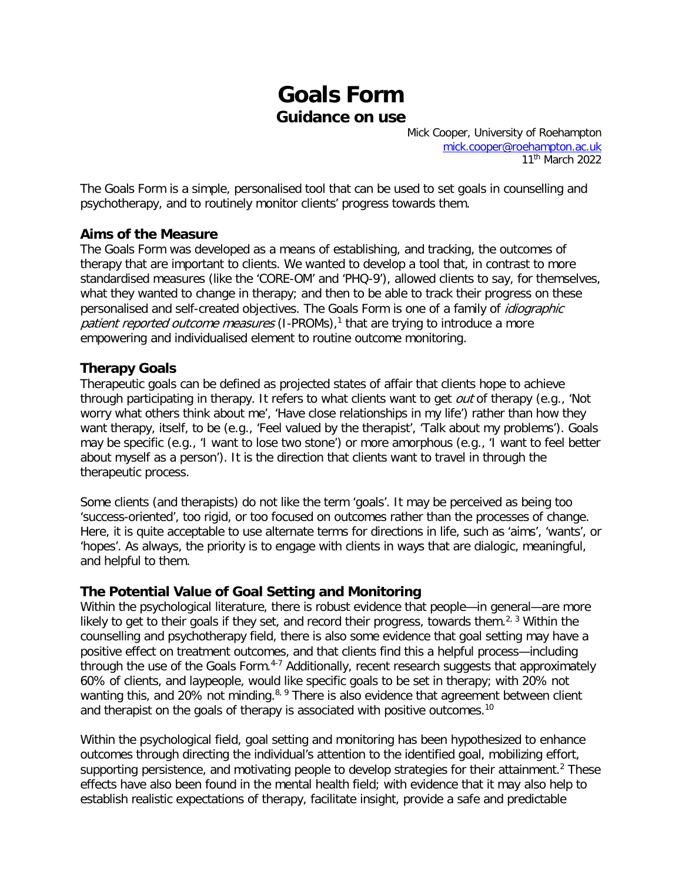# Goals Form

## Guidance on use

Mick Cooper, University of Roehampton
mick.cooper@roehampton.ac.uk
11th March 2022

The Goals Form is a simple, personalised tool that can be used to set goals in counselling and psychotherapy, and to routinely monitor clients' progress towards them.

### Aims of the Measure

The Goals Form was developed as a means of establishing, and tracking, the outcomes of therapy that are important to clients. We wanted to develop a tool that, in contrast to more standardised measures (like the 'CORE-OM' and 'PHQ-9'), allowed clients to say, for themselves, what they wanted to change in therapy; and then to be able to track their progress on these personalised and self-created objectives. The Goals Form is one of a family of *idiographic patient reported outcome measures* (I-PROMs),[1] that are trying to introduce a more empowering and individualised element to routine outcome monitoring.

### Therapy Goals

Therapeutic goals can be defined as projected states of affair that clients hope to achieve through participating in therapy. It refers to what clients want to get *out* of therapy (e.g., 'Not worry what others think about me', 'Have close relationships in my life') rather than how they want therapy, itself, to be (e.g., 'Feel valued by the therapist', 'Talk about my problems'). Goals may be specific (e.g., 'I want to lose two stone') or more amorphous (e.g., 'I want to feel better about myself as a person'). It is the direction that clients want to travel in through the therapeutic process.

Some clients (and therapists) do not like the term 'goals'. It may be perceived as being too 'success-oriented', too rigid, or too focused on outcomes rather than the processes of change. Here, it is quite acceptable to use alternate terms for directions in life, such as 'aims', 'wants', or 'hopes'. As always, the priority is to engage with clients in ways that are dialogic, meaningful, and helpful to them.

### The Potential Value of Goal Setting and Monitoring

Within the psychological literature, there is robust evidence that people—in general—are more likely to get to their goals if they set, and record their progress, towards them.[2, 3] Within the counselling and psychotherapy field, there is also some evidence that goal setting may have a positive effect on treatment outcomes, and that clients find this a helpful process—including through the use of the Goals Form.[4-7] Additionally, recent research suggests that approximately 60% of clients, and laypeople, would like specific goals to be set in therapy; with 20% not wanting this, and 20% not minding.[8, 9] There is also evidence that agreement between client and therapist on the goals of therapy is associated with positive outcomes.[10]

Within the psychological field, goal setting and monitoring has been hypothesized to enhance outcomes through directing the individual's attention to the identified goal, mobilizing effort, supporting persistence, and motivating people to develop strategies for their attainment.[2] These effects have also been found in the mental health field; with evidence that it may also help to establish realistic expectations of therapy, facilitate insight, provide a safe and predictable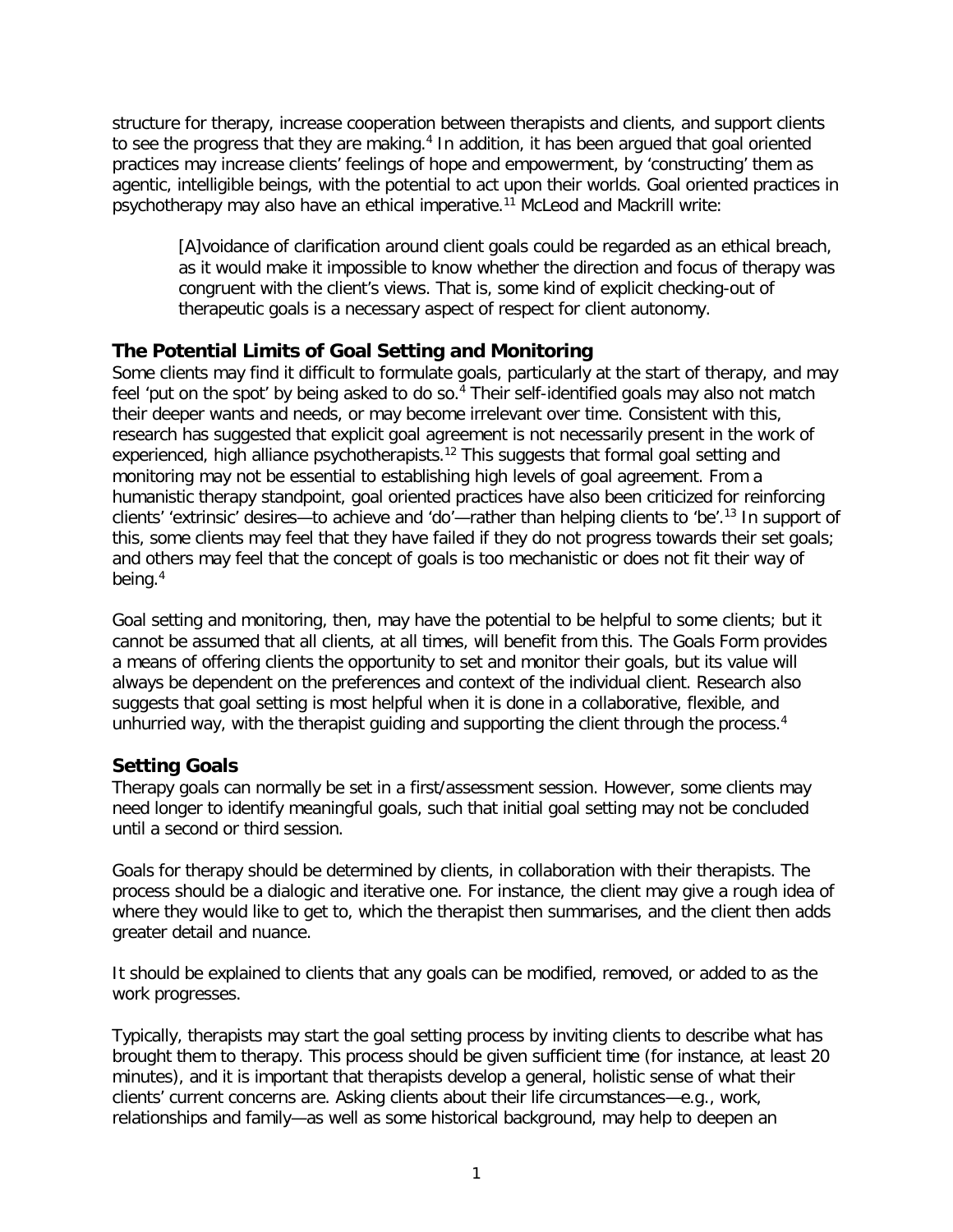structure for therapy, increase cooperation between therapists and clients, and support clients to see the progress that they are making.[4] In addition, it has been argued that goal oriented practices may increase clients' feelings of hope and empowerment, by 'constructing' them as agentic, intelligible beings, with the potential to act upon their worlds. Goal oriented practices in psychotherapy may also have an ethical imperative.[11] McLeod and Mackrill write:

> [A]voidance of clarification around client goals could be regarded as an ethical breach, as it would make it impossible to know whether the direction and focus of therapy was congruent with the client's views. That is, some kind of explicit checking-out of therapeutic goals is a necessary aspect of respect for client autonomy.

## The Potential Limits of Goal Setting and Monitoring

Some clients may find it difficult to formulate goals, particularly at the start of therapy, and may feel 'put on the spot' by being asked to do so.[4] Their self-identified goals may also not match their deeper wants and needs, or may become irrelevant over time. Consistent with this, research has suggested that explicit goal agreement is not necessarily present in the work of experienced, high alliance psychotherapists.[12] This suggests that formal goal setting and monitoring may not be essential to establishing high levels of goal agreement. From a humanistic therapy standpoint, goal oriented practices have also been criticized for reinforcing clients' 'extrinsic' desires—to achieve and 'do'—rather than helping clients to 'be'.[13] In support of this, some clients may feel that they have failed if they do not progress towards their set goals; and others may feel that the concept of goals is too mechanistic or does not fit their way of being.[4]

Goal setting and monitoring, then, may have the potential to be helpful to some clients; but it cannot be assumed that all clients, at all times, will benefit from this. The Goals Form provides a means of offering clients the opportunity to set and monitor their goals, but its value will always be dependent on the preferences and context of the individual client. Research also suggests that goal setting is most helpful when it is done in a collaborative, flexible, and unhurried way, with the therapist guiding and supporting the client through the process.[4]

## Setting Goals

Therapy goals can normally be set in a first/assessment session. However, some clients may need longer to identify meaningful goals, such that initial goal setting may not be concluded until a second or third session.

Goals for therapy should be determined by clients, in collaboration with their therapists. The process should be a dialogic and iterative one. For instance, the client may give a rough idea of where they would like to get to, which the therapist then summarises, and the client then adds greater detail and nuance.

It should be explained to clients that any goals can be modified, removed, or added to as the work progresses.

Typically, therapists may start the goal setting process by inviting clients to describe what has brought them to therapy. This process should be given sufficient time (for instance, at least 20 minutes), and it is important that therapists develop a general, holistic sense of what their clients' current concerns are. Asking clients about their life circumstances—e.g., work, relationships and family—as well as some historical background, may help to deepen an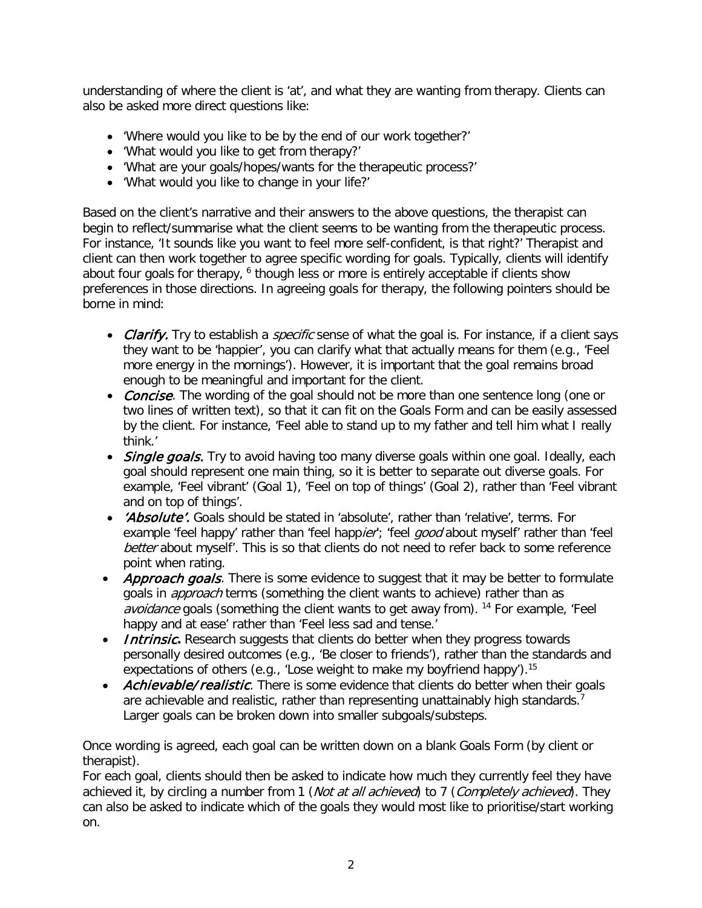understanding of where the client is 'at', and what they are wanting from therapy. Clients can also be asked more direct questions like:

- 'Where would you like to be by the end of our work together?'
- 'What would you like to get from therapy?'
- 'What are your goals/hopes/wants for the therapeutic process?'
- 'What would you like to change in your life?'

Based on the client's narrative and their answers to the above questions, the therapist can begin to reflect/summarise what the client seems to be wanting from the therapeutic process. For instance, 'It sounds like you want to feel more self-confident, is that right?' Therapist and client can then work together to agree specific wording for goals. Typically, clients will identify about four goals for therapy, [6] though less or more is entirely acceptable if clients show preferences in those directions. In agreeing goals for therapy, the following pointers should be borne in mind:

- ***Clarify.*** Try to establish a *specific* sense of what the goal is. For instance, if a client says they want to be 'happier', you can clarify what that actually means for them (e.g., 'Feel more energy in the mornings'). However, it is important that the goal remains broad enough to be meaningful and important for the client.
- ***Concise***. The wording of the goal should not be more than one sentence long (one or two lines of written text), so that it can fit on the Goals Form and can be easily assessed by the client. For instance, 'Feel able to stand up to my father and tell him what I really think.'
- ***Single goals.*** Try to avoid having too many diverse goals within one goal. Ideally, each goal should represent one main thing, so it is better to separate out diverse goals. For example, 'Feel vibrant' (Goal 1), 'Feel on top of things' (Goal 2), rather than 'Feel vibrant and on top of things'.
- ***'Absolute'.*** Goals should be stated in 'absolute', rather than 'relative', terms. For example 'feel happy' rather than 'feel happ*ier*'; 'feel *good* about myself' rather than 'feel *better* about myself'. This is so that clients do not need to refer back to some reference point when rating.
- ***Approach goals***. There is some evidence to suggest that it may be better to formulate goals in *approach* terms (something the client wants to achieve) rather than as *avoidance* goals (something the client wants to get away from). [14] For example, 'Feel happy and at ease' rather than 'Feel less sad and tense.'
- ***Intrinsic.*** Research suggests that clients do better when they progress towards personally desired outcomes (e.g., 'Be closer to friends'), rather than the standards and expectations of others (e.g., 'Lose weight to make my boyfriend happy').[15]
- ***Achievable/realistic***. There is some evidence that clients do better when their goals are achievable and realistic, rather than representing unattainably high standards.[7] Larger goals can be broken down into smaller subgoals/substeps.

Once wording is agreed, each goal can be written down on a blank Goals Form (by client or therapist).

For each goal, clients should then be asked to indicate how much they currently feel they have achieved it, by circling a number from 1 (*Not at all achieved*) to 7 (*Completely achieved*). They can also be asked to indicate which of the goals they would most like to prioritise/start working on.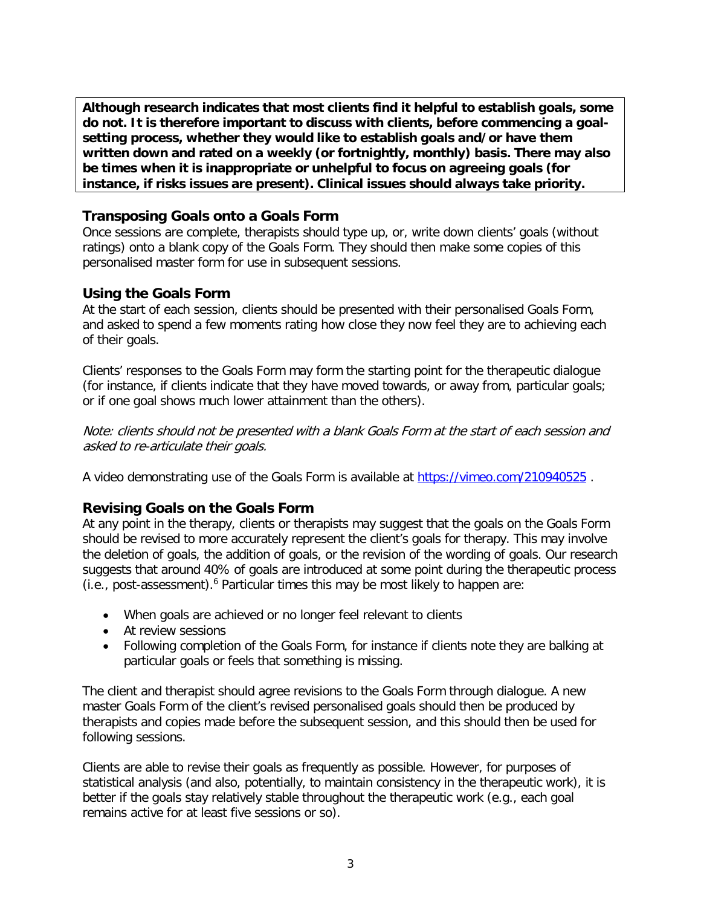**Although research indicates that most clients find it helpful to establish goals, some do not. It is therefore important to discuss with clients, before commencing a goal-setting process, whether they would like to establish goals and/or have them written down and rated on a weekly (or fortnightly, monthly) basis. There may also be times when it is inappropriate or unhelpful to focus on agreeing goals (for instance, if risks issues are present). Clinical issues should always take priority.**

### Transposing Goals onto a Goals Form

Once sessions are complete, therapists should type up, or, write down clients' goals (without ratings) onto a blank copy of the Goals Form. They should then make some copies of this personalised master form for use in subsequent sessions.

### Using the Goals Form

At the start of each session, clients should be presented with their personalised Goals Form, and asked to spend a few moments rating how close they now feel they are to achieving each of their goals.

Clients' responses to the Goals Form may form the starting point for the therapeutic dialogue (for instance, if clients indicate that they have moved towards, or away from, particular goals; or if one goal shows much lower attainment than the others).

*Note: clients should not be presented with a blank Goals Form at the start of each session and asked to re-articulate their goals.*

A video demonstrating use of the Goals Form is available at https://vimeo.com/210940525 .

### Revising Goals on the Goals Form

At any point in the therapy, clients or therapists may suggest that the goals on the Goals Form should be revised to more accurately represent the client's goals for therapy. This may involve the deletion of goals, the addition of goals, or the revision of the wording of goals. Our research suggests that around 40% of goals are introduced at some point during the therapeutic process (i.e., post-assessment).[6] Particular times this may be most likely to happen are:

- When goals are achieved or no longer feel relevant to clients
- At review sessions
- Following completion of the Goals Form, for instance if clients note they are balking at particular goals or feels that something is missing.

The client and therapist should agree revisions to the Goals Form through dialogue. A new master Goals Form of the client's revised personalised goals should then be produced by therapists and copies made before the subsequent session, and this should then be used for following sessions.

Clients are able to revise their goals as frequently as possible. However, for purposes of statistical analysis (and also, potentially, to maintain consistency in the therapeutic work), it is better if the goals stay relatively stable throughout the therapeutic work (e.g., each goal remains active for at least five sessions or so).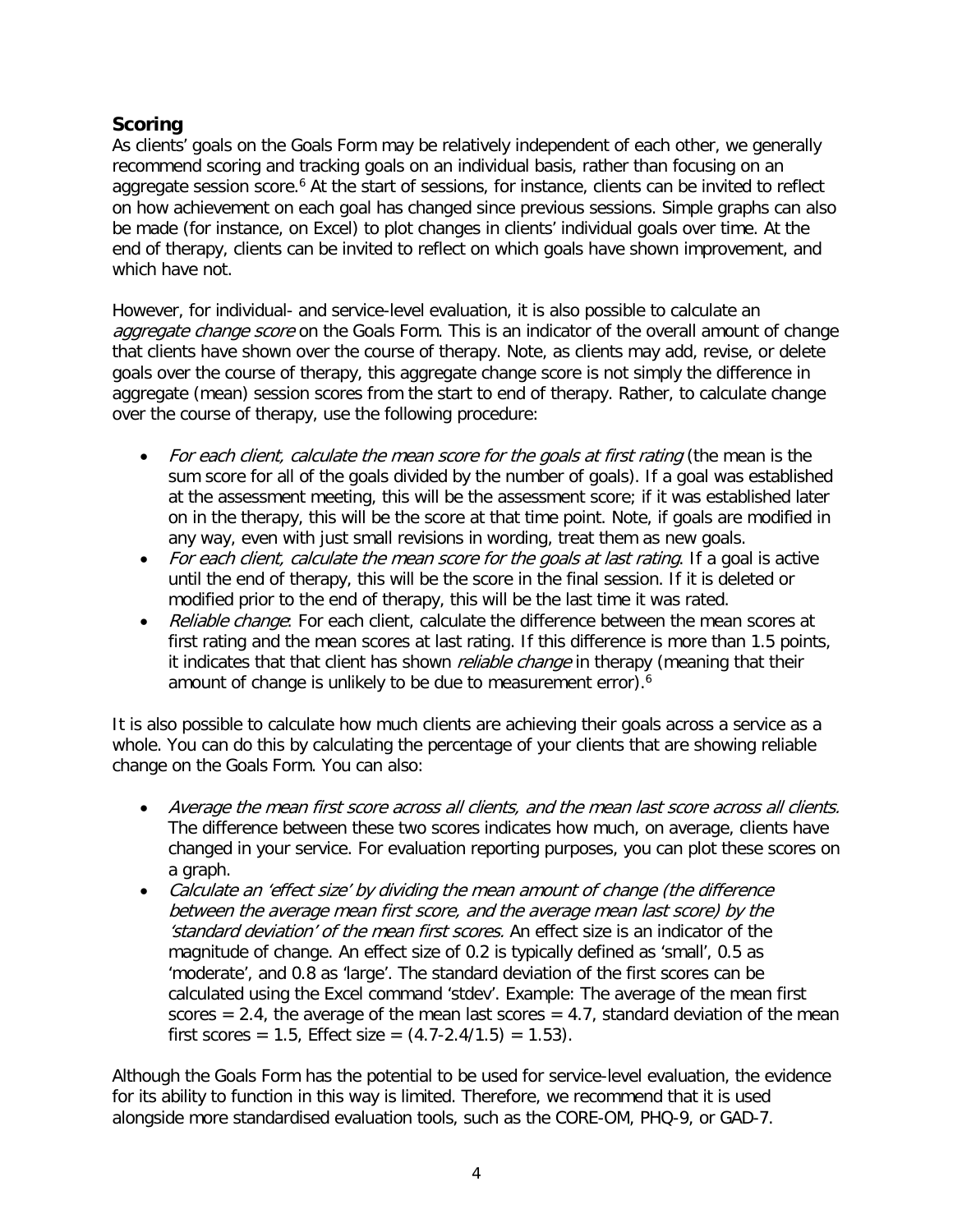## Scoring

As clients' goals on the Goals Form may be relatively independent of each other, we generally recommend scoring and tracking goals on an individual basis, rather than focusing on an aggregate session score.[6] At the start of sessions, for instance, clients can be invited to reflect on how achievement on each goal has changed since previous sessions. Simple graphs can also be made (for instance, on Excel) to plot changes in clients' individual goals over time. At the end of therapy, clients can be invited to reflect on which goals have shown improvement, and which have not.

However, for individual- and service-level evaluation, it is also possible to calculate an *aggregate change score* on the Goals Form. This is an indicator of the overall amount of change that clients have shown over the course of therapy. Note, as clients may add, revise, or delete goals over the course of therapy, this aggregate change score is not simply the difference in aggregate (mean) session scores from the start to end of therapy. Rather, to calculate change over the course of therapy, use the following procedure:

- *For each client, calculate the mean score for the goals at first rating* (the mean is the sum score for all of the goals divided by the number of goals). If a goal was established at the assessment meeting, this will be the assessment score; if it was established later on in the therapy, this will be the score at that time point. Note, if goals are modified in any way, even with just small revisions in wording, treat them as new goals.
- *For each client, calculate the mean score for the goals at last rating*. If a goal is active until the end of therapy, this will be the score in the final session. If it is deleted or modified prior to the end of therapy, this will be the last time it was rated.
- *Reliable change*: For each client, calculate the difference between the mean scores at first rating and the mean scores at last rating. If this difference is more than 1.5 points, it indicates that that client has shown *reliable change* in therapy (meaning that their amount of change is unlikely to be due to measurement error).[6]

It is also possible to calculate how much clients are achieving their goals across a service as a whole. You can do this by calculating the percentage of your clients that are showing reliable change on the Goals Form. You can also:

- *Average the mean first score across all clients, and the mean last score across all clients.* The difference between these two scores indicates how much, on average, clients have changed in your service. For evaluation reporting purposes, you can plot these scores on a graph.
- *Calculate an 'effect size' by dividing the mean amount of change (the difference between the average mean first score, and the average mean last score) by the 'standard deviation' of the mean first scores.* An effect size is an indicator of the magnitude of change. An effect size of 0.2 is typically defined as 'small', 0.5 as 'moderate', and 0.8 as 'large'. The standard deviation of the first scores can be calculated using the Excel command 'stdev'. Example: The average of the mean first scores = 2.4, the average of the mean last scores = 4.7, standard deviation of the mean first scores = 1.5, Effect size = (4.7-2.4/1.5) = 1.53).

Although the Goals Form has the potential to be used for service-level evaluation, the evidence for its ability to function in this way is limited. Therefore, we recommend that it is used alongside more standardised evaluation tools, such as the CORE-OM, PHQ-9, or GAD-7.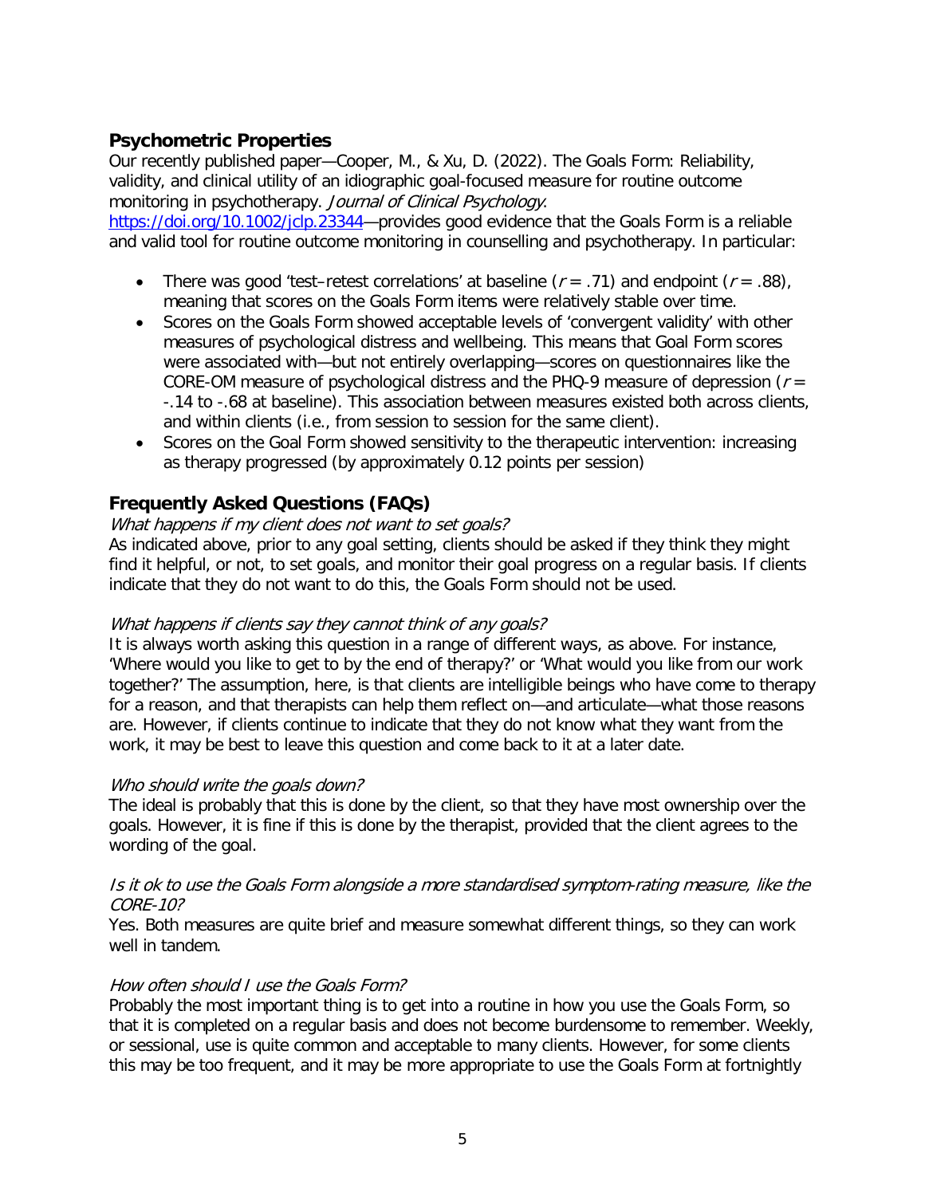## Psychometric Properties

Our recently published paper—Cooper, M., & Xu, D. (2022). The Goals Form: Reliability, validity, and clinical utility of an idiographic goal-focused measure for routine outcome monitoring in psychotherapy. *Journal of Clinical Psychology*. [https://doi.org/10.1002/jclp.23344](https://doi.org/10.1002/jclp.23344)—provides good evidence that the Goals Form is a reliable and valid tool for routine outcome monitoring in counselling and psychotherapy. In particular:

- There was good 'test–retest correlations' at baseline ($r = .71$) and endpoint ($r = .88$), meaning that scores on the Goals Form items were relatively stable over time.
- Scores on the Goals Form showed acceptable levels of 'convergent validity' with other measures of psychological distress and wellbeing. This means that Goal Form scores were associated with—but not entirely overlapping—scores on questionnaires like the CORE-OM measure of psychological distress and the PHQ-9 measure of depression ($r = -.14$ to $-.68$ at baseline). This association between measures existed both across clients, and within clients (i.e., from session to session for the same client).
- Scores on the Goal Form showed sensitivity to the therapeutic intervention: increasing as therapy progressed (by approximately 0.12 points per session)

## Frequently Asked Questions (FAQs)

*What happens if my client does not want to set goals?*

As indicated above, prior to any goal setting, clients should be asked if they think they might find it helpful, or not, to set goals, and monitor their goal progress on a regular basis. If clients indicate that they do not want to do this, the Goals Form should not be used.

*What happens if clients say they cannot think of any goals?*

It is always worth asking this question in a range of different ways, as above. For instance, 'Where would you like to get to by the end of therapy?' or 'What would you like from our work together?' The assumption, here, is that clients are intelligible beings who have come to therapy for a reason, and that therapists can help them reflect on—and articulate—what those reasons are. However, if clients continue to indicate that they do not know what they want from the work, it may be best to leave this question and come back to it at a later date.

*Who should write the goals down?*

The ideal is probably that this is done by the client, so that they have most ownership over the goals. However, it is fine if this is done by the therapist, provided that the client agrees to the wording of the goal.

*Is it ok to use the Goals Form alongside a more standardised symptom-rating measure, like the CORE-10?*

Yes. Both measures are quite brief and measure somewhat different things, so they can work well in tandem.

*How often should I use the Goals Form?*

Probably the most important thing is to get into a routine in how you use the Goals Form, so that it is completed on a regular basis and does not become burdensome to remember. Weekly, or sessional, use is quite common and acceptable to many clients. However, for some clients this may be too frequent, and it may be more appropriate to use the Goals Form at fortnightly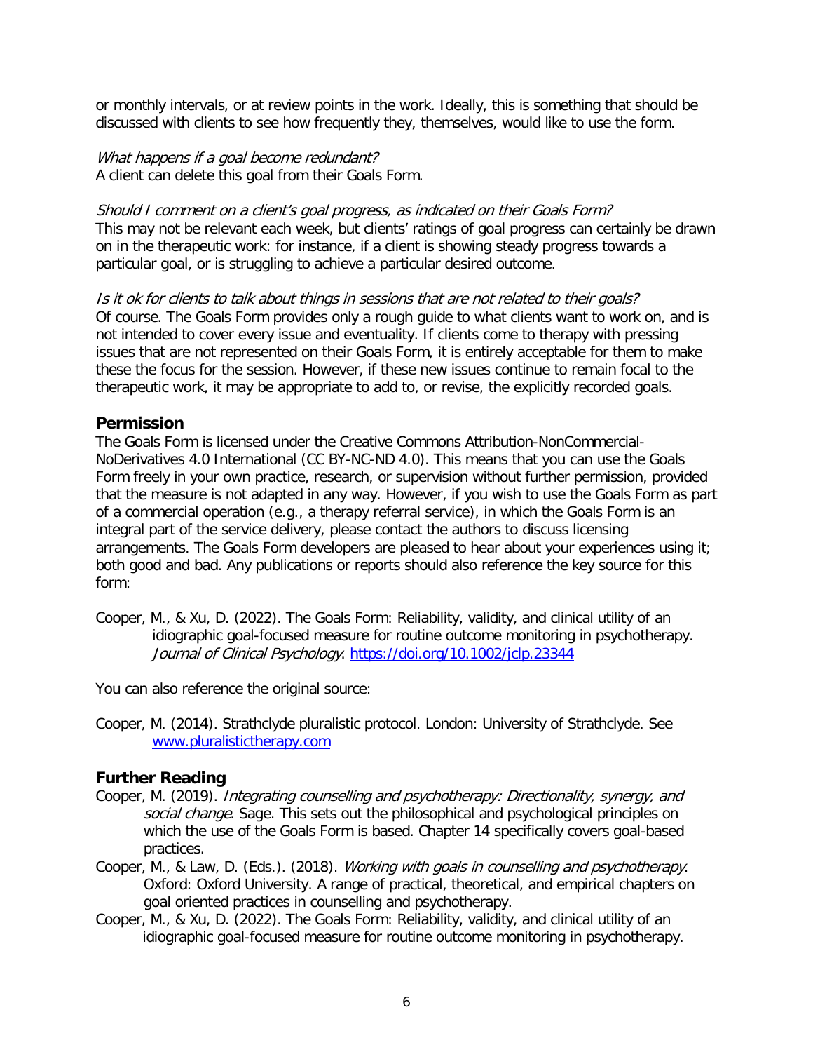or monthly intervals, or at review points in the work. Ideally, this is something that should be discussed with clients to see how frequently they, themselves, would like to use the form.

*What happens if a goal become redundant?*
A client can delete this goal from their Goals Form.

*Should I comment on a client's goal progress, as indicated on their Goals Form?*
This may not be relevant each week, but clients' ratings of goal progress can certainly be drawn on in the therapeutic work: for instance, if a client is showing steady progress towards a particular goal, or is struggling to achieve a particular desired outcome.

*Is it ok for clients to talk about things in sessions that are not related to their goals?*
Of course. The Goals Form provides only a rough guide to what clients want to work on, and is not intended to cover every issue and eventuality. If clients come to therapy with pressing issues that are not represented on their Goals Form, it is entirely acceptable for them to make these the focus for the session. However, if these new issues continue to remain focal to the therapeutic work, it may be appropriate to add to, or revise, the explicitly recorded goals.

## Permission

The Goals Form is licensed under the Creative Commons Attribution-NonCommercial-NoDerivatives 4.0 International (CC BY-NC-ND 4.0). This means that you can use the Goals Form freely in your own practice, research, or supervision without further permission, provided that the measure is not adapted in any way. However, if you wish to use the Goals Form as part of a commercial operation (e.g., a therapy referral service), in which the Goals Form is an integral part of the service delivery, please contact the authors to discuss licensing arrangements. The Goals Form developers are pleased to hear about your experiences using it; both good and bad. Any publications or reports should also reference the key source for this form:

Cooper, M., & Xu, D. (2022). The Goals Form: Reliability, validity, and clinical utility of an idiographic goal-focused measure for routine outcome monitoring in psychotherapy. *Journal of Clinical Psychology*. https://doi.org/10.1002/jclp.23344

You can also reference the original source:

Cooper, M. (2014). Strathclyde pluralistic protocol. London: University of Strathclyde. See www.pluralistictherapy.com

## Further Reading

Cooper, M. (2019). *Integrating counselling and psychotherapy: Directionality, synergy, and social change*. Sage. This sets out the philosophical and psychological principles on which the use of the Goals Form is based. Chapter 14 specifically covers goal-based practices.

Cooper, M., & Law, D. (Eds.). (2018). *Working with goals in counselling and psychotherapy*. Oxford: Oxford University. A range of practical, theoretical, and empirical chapters on goal oriented practices in counselling and psychotherapy.

Cooper, M., & Xu, D. (2022). The Goals Form: Reliability, validity, and clinical utility of an idiographic goal-focused measure for routine outcome monitoring in psychotherapy.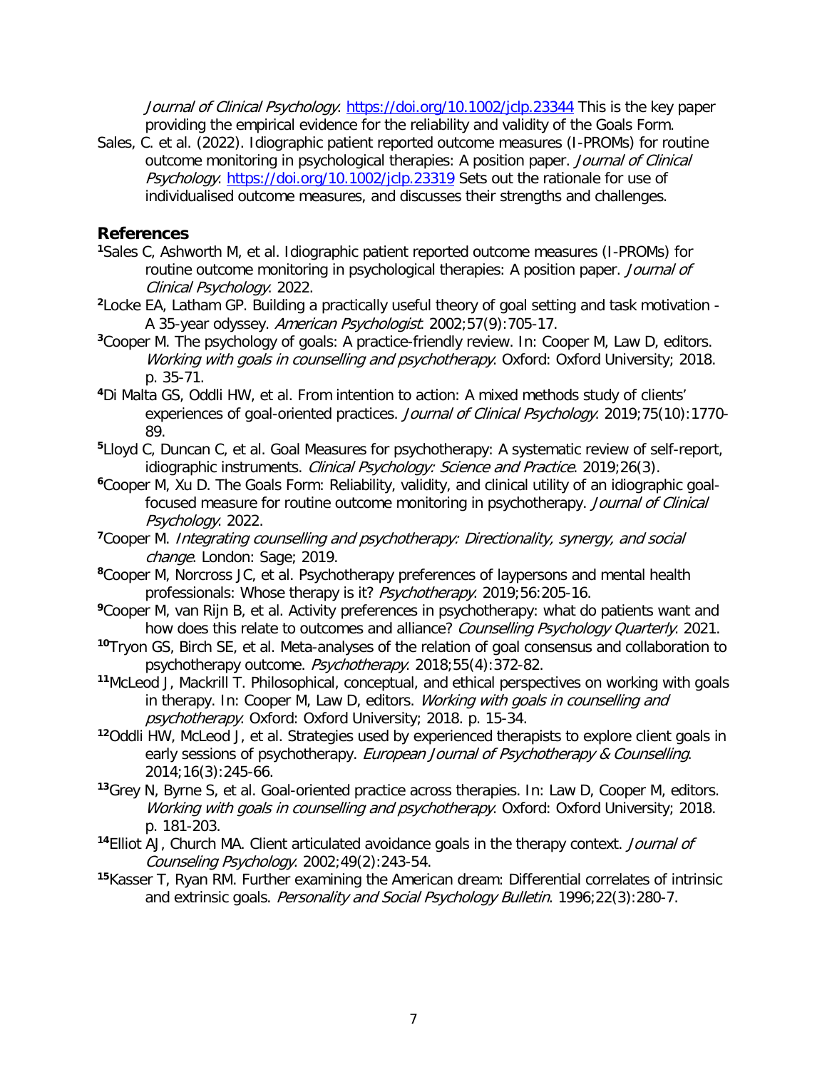*Journal of Clinical Psychology*. https://doi.org/10.1002/jclp.23344 This is the key paper providing the empirical evidence for the reliability and validity of the Goals Form.

Sales, C. et al. (2022). Idiographic patient reported outcome measures (I-PROMs) for routine outcome monitoring in psychological therapies: A position paper. *Journal of Clinical Psychology*. https://doi.org/10.1002/jclp.23319 Sets out the rationale for use of individualised outcome measures, and discusses their strengths and challenges.

## References

[1]Sales C, Ashworth M, et al. Idiographic patient reported outcome measures (I-PROMs) for routine outcome monitoring in psychological therapies: A position paper. *Journal of Clinical Psychology*. 2022.

[2]Locke EA, Latham GP. Building a practically useful theory of goal setting and task motivation - A 35-year odyssey. *American Psychologist*. 2002;57(9):705-17.

[3]Cooper M. The psychology of goals: A practice-friendly review. In: Cooper M, Law D, editors. *Working with goals in counselling and psychotherapy*. Oxford: Oxford University; 2018. p. 35-71.

[4]Di Malta GS, Oddli HW, et al. From intention to action: A mixed methods study of clients' experiences of goal-oriented practices. *Journal of Clinical Psychology*. 2019;75(10):1770-89.

[5]Lloyd C, Duncan C, et al. Goal Measures for psychotherapy: A systematic review of self-report, idiographic instruments. *Clinical Psychology: Science and Practice*. 2019;26(3).

[6]Cooper M, Xu D. The Goals Form: Reliability, validity, and clinical utility of an idiographic goal-focused measure for routine outcome monitoring in psychotherapy. *Journal of Clinical Psychology*. 2022.

[7]Cooper M. *Integrating counselling and psychotherapy: Directionality, synergy, and social change*. London: Sage; 2019.

[8]Cooper M, Norcross JC, et al. Psychotherapy preferences of laypersons and mental health professionals: Whose therapy is it? *Psychotherapy*. 2019;56:205-16.

[9]Cooper M, van Rijn B, et al. Activity preferences in psychotherapy: what do patients want and how does this relate to outcomes and alliance? *Counselling Psychology Quarterly*. 2021.

[10]Tryon GS, Birch SE, et al. Meta-analyses of the relation of goal consensus and collaboration to psychotherapy outcome. *Psychotherapy*. 2018;55(4):372-82.

[11]McLeod J, Mackrill T. Philosophical, conceptual, and ethical perspectives on working with goals in therapy. In: Cooper M, Law D, editors. *Working with goals in counselling and psychotherapy*. Oxford: Oxford University; 2018. p. 15-34.

[12]Oddli HW, McLeod J, et al. Strategies used by experienced therapists to explore client goals in early sessions of psychotherapy. *European Journal of Psychotherapy & Counselling*. 2014;16(3):245-66.

[13]Grey N, Byrne S, et al. Goal-oriented practice across therapies. In: Law D, Cooper M, editors. *Working with goals in counselling and psychotherapy*. Oxford: Oxford University; 2018. p. 181-203.

[14]Elliot AJ, Church MA. Client articulated avoidance goals in the therapy context. *Journal of Counseling Psychology*. 2002;49(2):243-54.

[15]Kasser T, Ryan RM. Further examining the American dream: Differential correlates of intrinsic and extrinsic goals. *Personality and Social Psychology Bulletin*. 1996;22(3):280-7.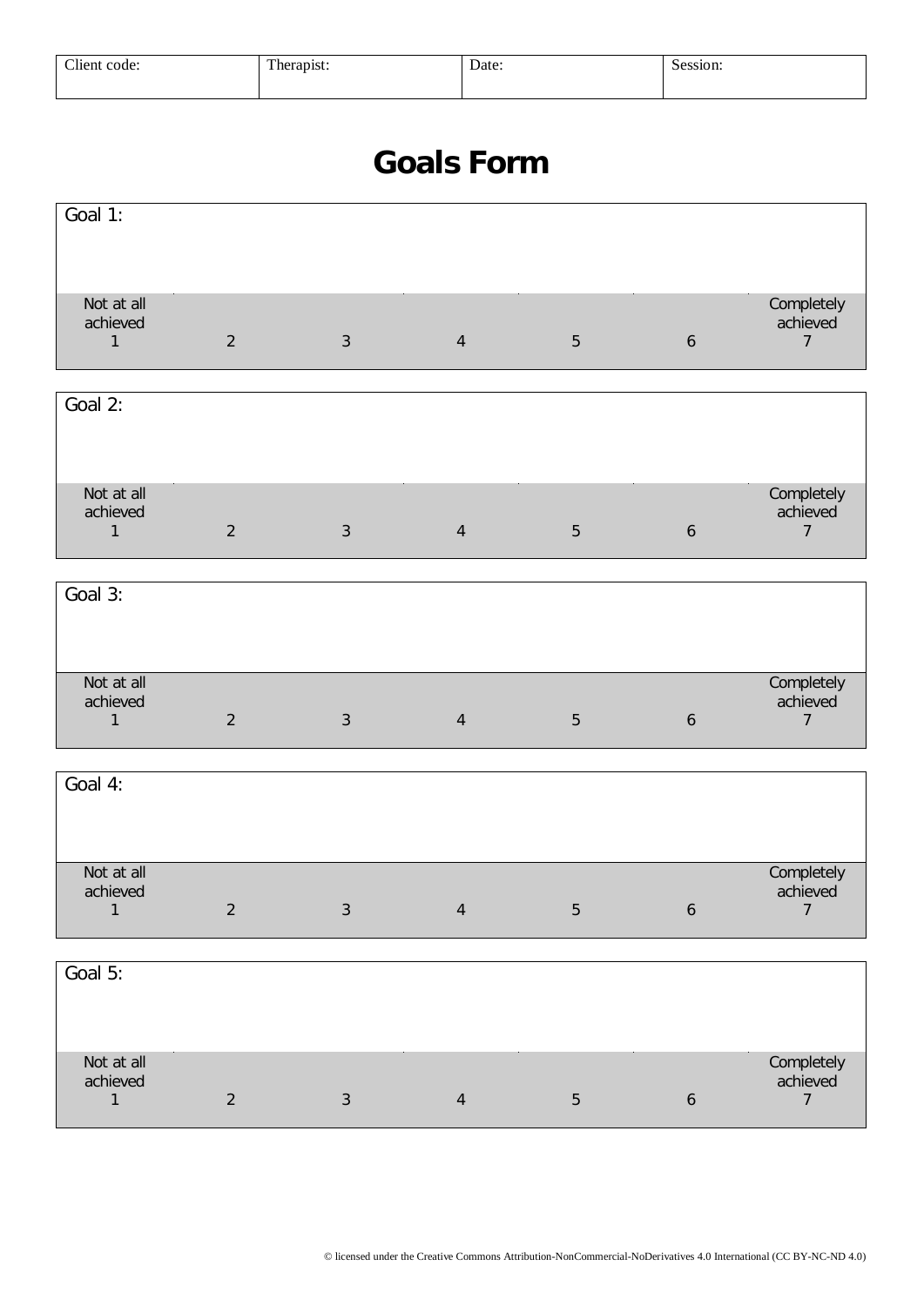| Client code: | Therapist: | Date: | Session: |
|---|---|---|---|

# Goals Form

| Goal 1: | | | | | | |
|---|---|---|---|---|---|---|
| Not at all achieved 1 | 2 | 3 | 4 | 5 | 6 | Completely achieved 7 |

| Goal 2: | | | | | | |
|---|---|---|---|---|---|---|
| Not at all achieved 1 | 2 | 3 | 4 | 5 | 6 | Completely achieved 7 |

| Goal 3: | | | | | | |
|---|---|---|---|---|---|---|
| Not at all achieved 1 | 2 | 3 | 4 | 5 | 6 | Completely achieved 7 |

| Goal 4: | | | | | | |
|---|---|---|---|---|---|---|
| Not at all achieved 1 | 2 | 3 | 4 | 5 | 6 | Completely achieved 7 |

| Goal 5: | | | | | | |
|---|---|---|---|---|---|---|
| Not at all achieved 1 | 2 | 3 | 4 | 5 | 6 | Completely achieved 7 |

© licensed under the Creative Commons Attribution-NonCommercial-NoDerivatives 4.0 International (CC BY-NC-ND 4.0)